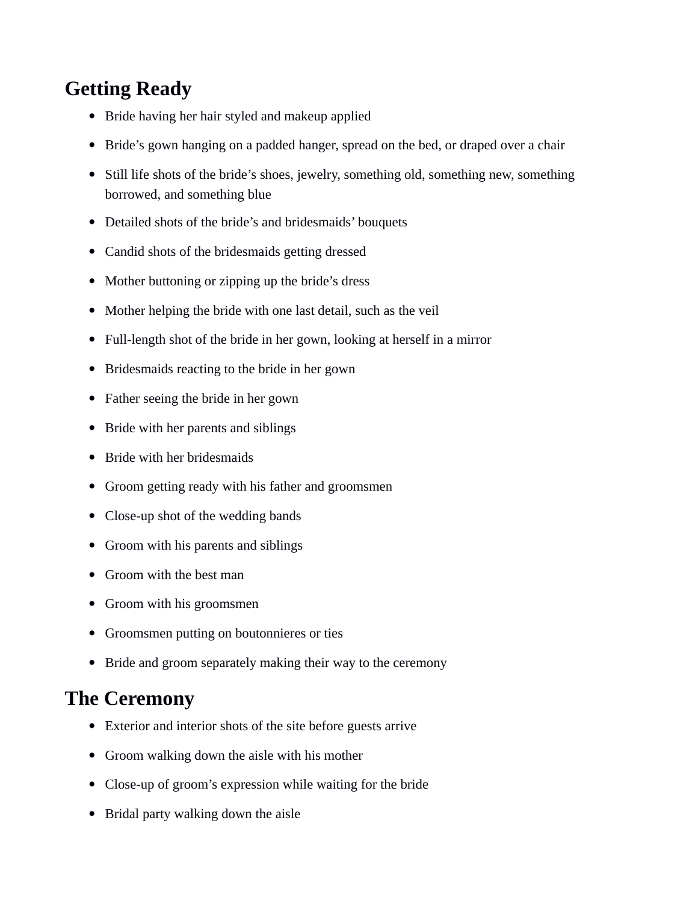## Getting Ready

- Bride having her hair styled and makeup applied
- Bride’s gown hanging on a padded hanger, spread on the bed, or draped over a chair
- Still life shots of the bride’s shoes, jewelry, something old, something new, something borrowed, and something blue
- Detailed shots of the bride’s and bridesmaids’ bouquets
- Candid shots of the bridesmaids getting dressed
- Mother buttoning or zipping up the bride’s dress
- Mother helping the bride with one last detail, such as the veil
- Full-length shot of the bride in her gown, looking at herself in a mirror
- Bridesmaids reacting to the bride in her gown
- Father seeing the bride in her gown
- Bride with her parents and siblings
- Bride with her bridesmaids
- Groom getting ready with his father and groomsmen
- Close-up shot of the wedding bands
- Groom with his parents and siblings
- Groom with the best man
- Groom with his groomsmen
- Groomsmen putting on boutonnieres or ties
- Bride and groom separately making their way to the ceremony

## The Ceremony

- Exterior and interior shots of the site before guests arrive
- Groom walking down the aisle with his mother
- Close-up of groom’s expression while waiting for the bride
- Bridal party walking down the aisle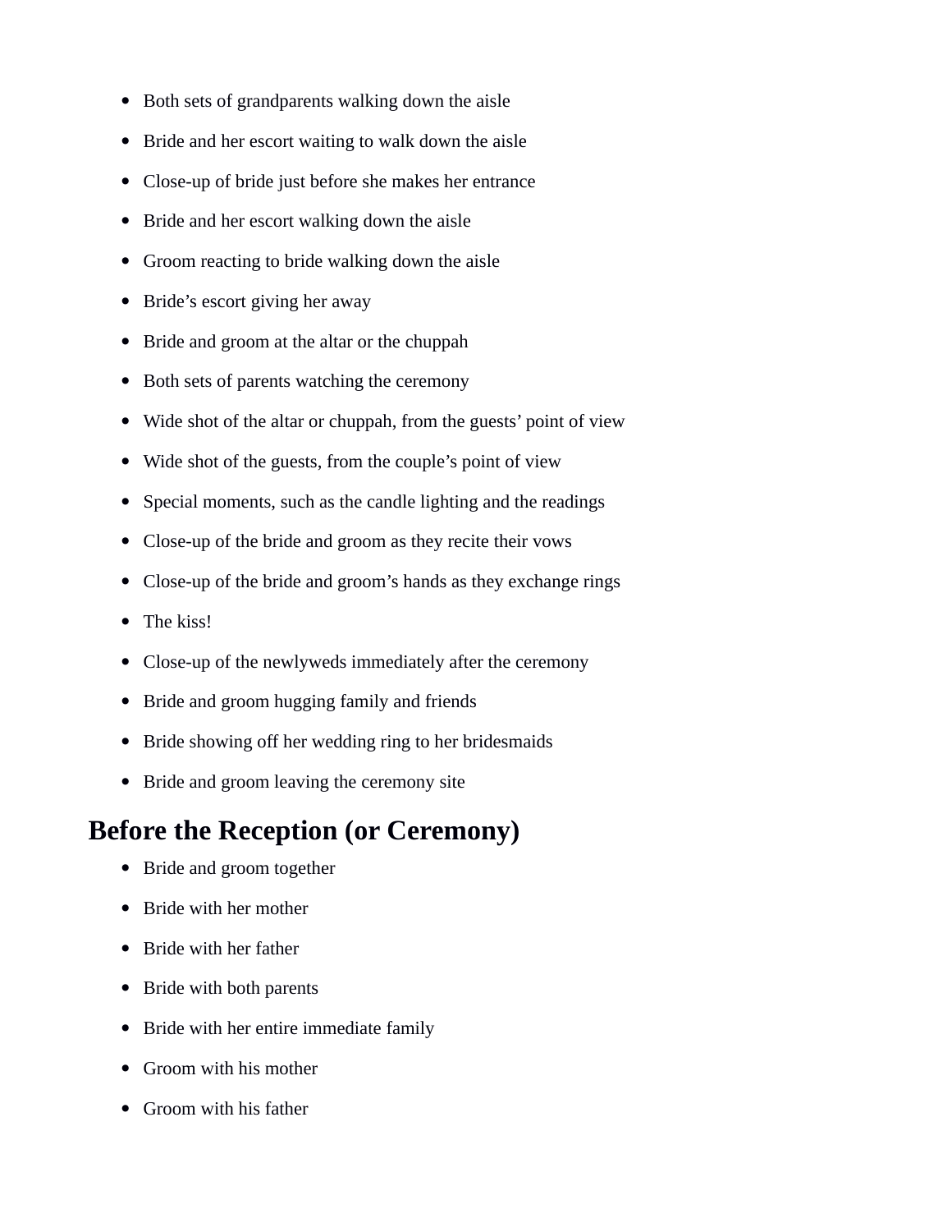- Both sets of grandparents walking down the aisle
- Bride and her escort waiting to walk down the aisle
- Close-up of bride just before she makes her entrance
- Bride and her escort walking down the aisle
- Groom reacting to bride walking down the aisle
- Bride's escort giving her away
- Bride and groom at the altar or the chuppah
- Both sets of parents watching the ceremony
- Wide shot of the altar or chuppah, from the guests' point of view
- Wide shot of the guests, from the couple's point of view
- Special moments, such as the candle lighting and the readings
- Close-up of the bride and groom as they recite their vows
- Close-up of the bride and groom's hands as they exchange rings
- The kiss!
- Close-up of the newlyweds immediately after the ceremony
- Bride and groom hugging family and friends
- Bride showing off her wedding ring to her bridesmaids
- Bride and groom leaving the ceremony site

## Before the Reception (or Ceremony)

- Bride and groom together
- Bride with her mother
- Bride with her father
- Bride with both parents
- Bride with her entire immediate family
- Groom with his mother
- Groom with his father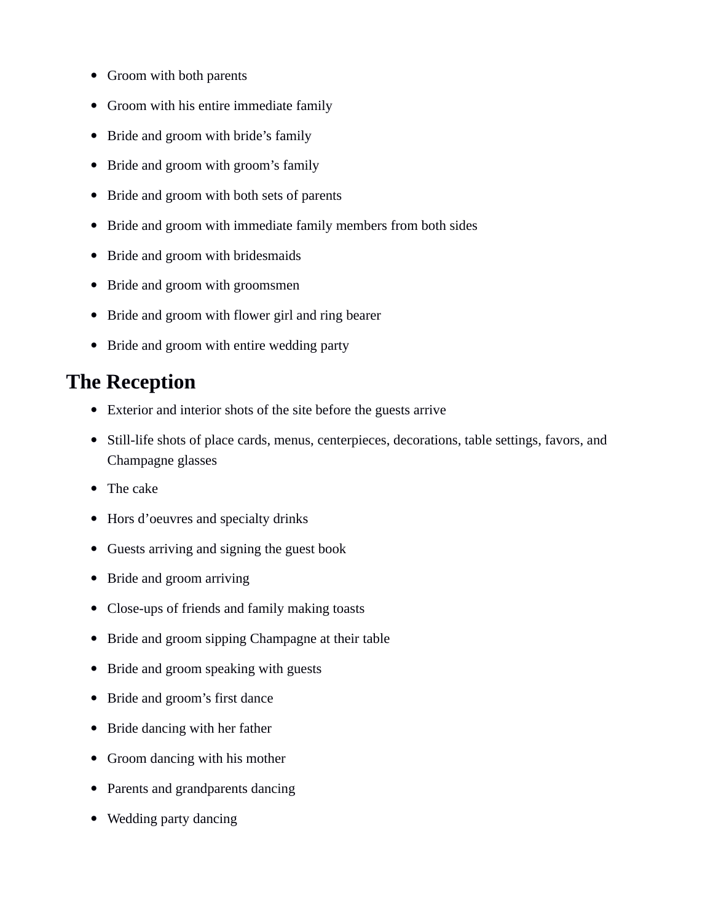- Groom with both parents
- Groom with his entire immediate family
- Bride and groom with bride’s family
- Bride and groom with groom’s family
- Bride and groom with both sets of parents
- Bride and groom with immediate family members from both sides
- Bride and groom with bridesmaids
- Bride and groom with groomsmen
- Bride and groom with flower girl and ring bearer
- Bride and groom with entire wedding party

## The Reception

- Exterior and interior shots of the site before the guests arrive
- Still-life shots of place cards, menus, centerpieces, decorations, table settings, favors, and Champagne glasses
- The cake
- Hors d’oeuvres and specialty drinks
- Guests arriving and signing the guest book
- Bride and groom arriving
- Close-ups of friends and family making toasts
- Bride and groom sipping Champagne at their table
- Bride and groom speaking with guests
- Bride and groom’s first dance
- Bride dancing with her father
- Groom dancing with his mother
- Parents and grandparents dancing
- Wedding party dancing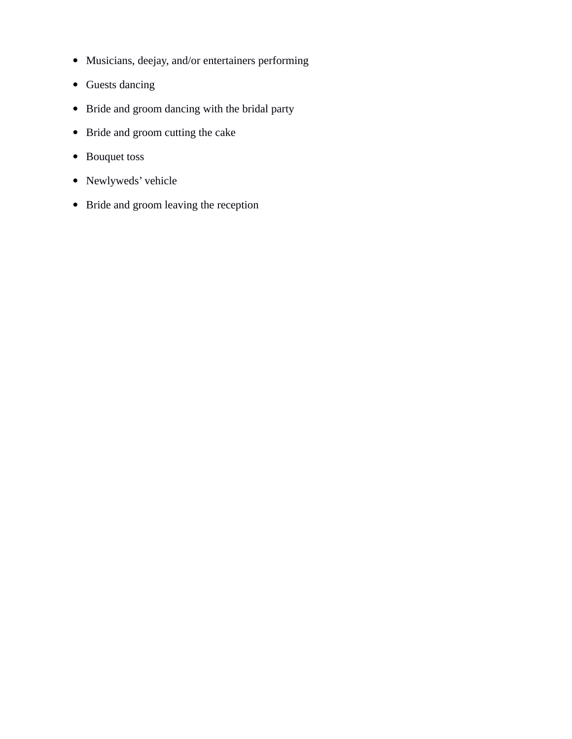- Musicians, deejay, and/or entertainers performing
- Guests dancing
- Bride and groom dancing with the bridal party
- Bride and groom cutting the cake
- Bouquet toss
- Newlyweds' vehicle
- Bride and groom leaving the reception